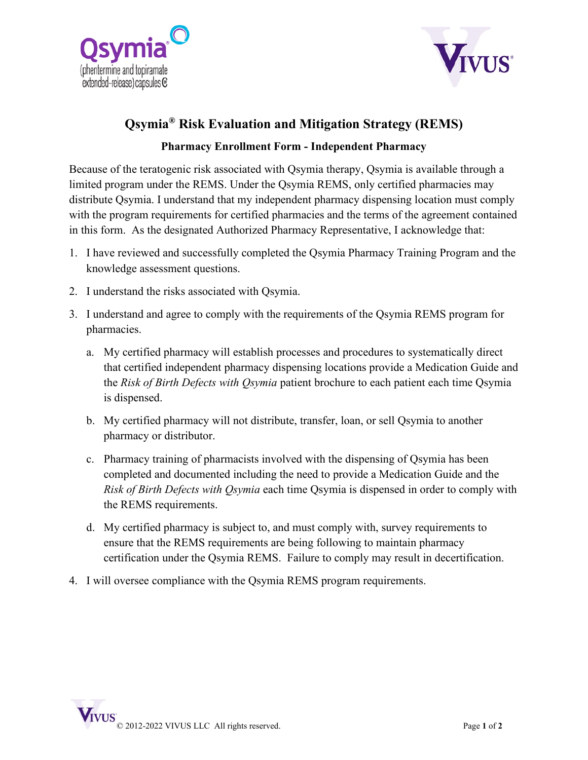# Qsymia® Risk Evaluation and Mitigation Strategy (REMS)

## Pharmacy Enrollment Form - Independent Pharmacy

Because of the teratogenic risk associated with Qsymia therapy, Qsymia is available through a limited program under the REMS. Under the Qsymia REMS, only certified pharmacies may distribute Qsymia. I understand that my independent pharmacy dispensing location must comply with the program requirements for certified pharmacies and the terms of the agreement contained in this form. As the designated Authorized Pharmacy Representative, I acknowledge that:

1. I have reviewed and successfully completed the Qsymia Pharmacy Training Program and the knowledge assessment questions.
2. I understand the risks associated with Qsymia.
3. I understand and agree to comply with the requirements of the Qsymia REMS program for pharmacies.
   a. My certified pharmacy will establish processes and procedures to systematically direct that certified independent pharmacy dispensing locations provide a Medication Guide and the *Risk of Birth Defects with Qsymia* patient brochure to each patient each time Qsymia is dispensed.
   b. My certified pharmacy will not distribute, transfer, loan, or sell Qsymia to another pharmacy or distributor.
   c. Pharmacy training of pharmacists involved with the dispensing of Qsymia has been completed and documented including the need to provide a Medication Guide and the *Risk of Birth Defects with Qsymia* each time Qsymia is dispensed in order to comply with the REMS requirements.
   d. My certified pharmacy is subject to, and must comply with, survey requirements to ensure that the REMS requirements are being following to maintain pharmacy certification under the Qsymia REMS. Failure to comply may result in decertification.
4. I will oversee compliance with the Qsymia REMS program requirements.

© 2012-2022 VIVUS LLC All rights reserved.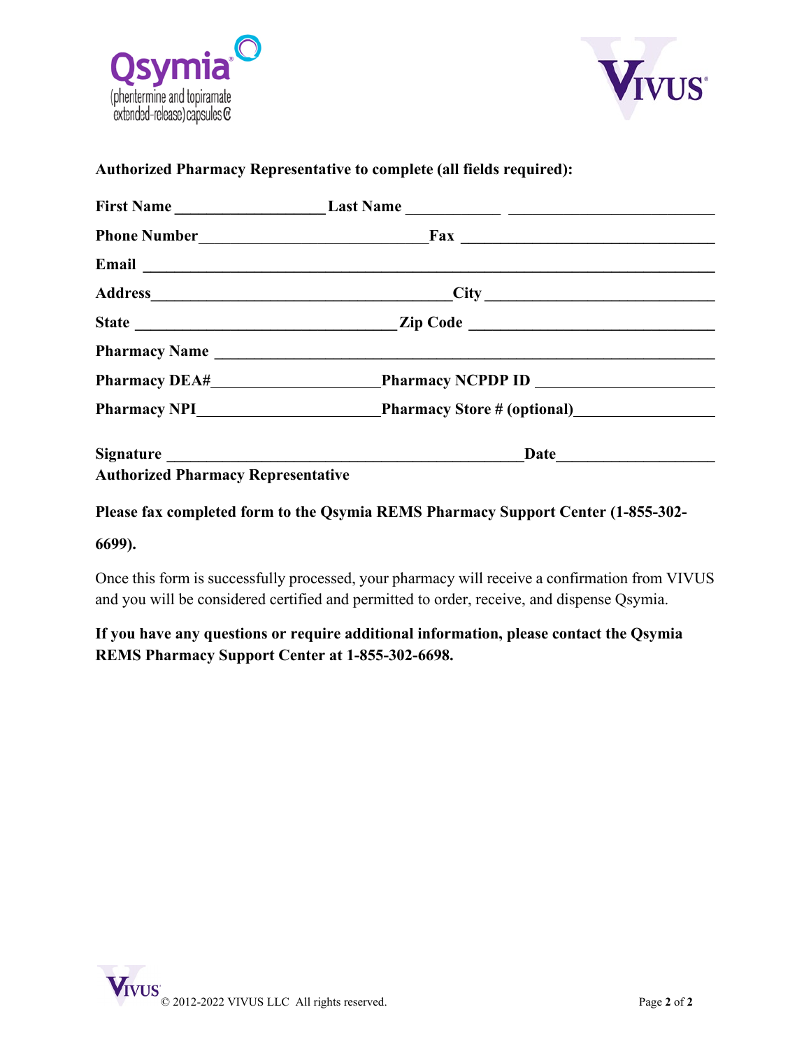**Authorized Pharmacy Representative to complete (all fields required):**

**First Name** __________________ **Last Name** ____________ __________________________

**Phone Number**____________________________ **Fax** _______________________________

**Email** _________________________________________________________________________

**Address**____________________________________ **City** ____________________________

**State** ________________________________ **Zip Code** ______________________________

**Pharmacy Name** _________________________________________________________________

**Pharmacy DEA#**_____________________ **Pharmacy NCPDP ID** ______________________

**Pharmacy NPI**______________________ **Pharmacy Store # (optional)**_________________

**Signature** ____________________________________________ **Date**___________________

**Authorized Pharmacy Representative**

**Please fax completed form to the Qsymia REMS Pharmacy Support Center (1-855-302-6699).**

Once this form is successfully processed, your pharmacy will receive a confirmation from VIVUS and you will be considered certified and permitted to order, receive, and dispense Qsymia.

**If you have any questions or require additional information, please contact the Qsymia REMS Pharmacy Support Center at 1-855-302-6698.**

© 2012-2022 VIVUS LLC All rights reserved.